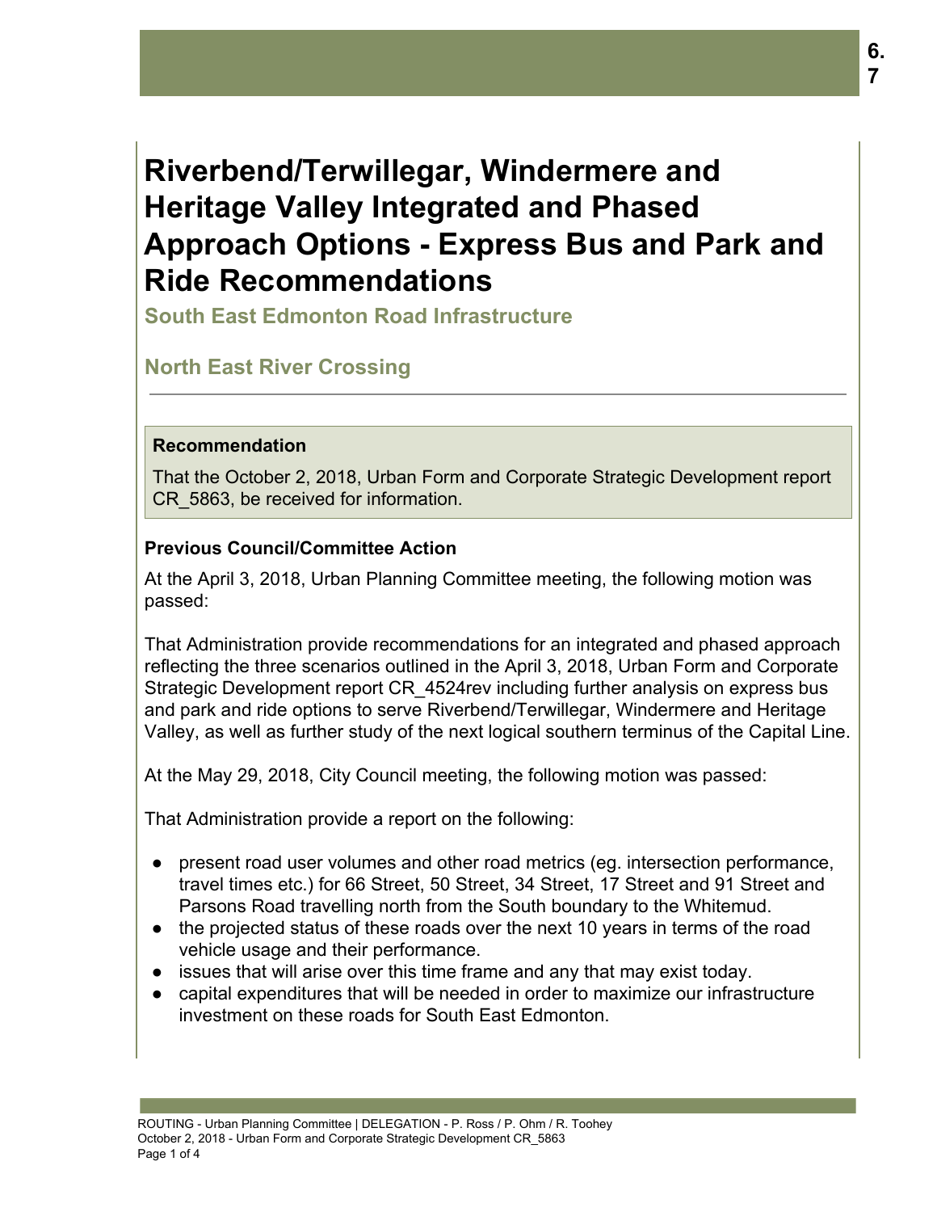# Riverbend/Terwillegar, Windermere and Heritage Valley Integrated and Phased Approach Options - Express Bus and Park and Ride Recommendations

## South East Edmonton Road Infrastructure

## North East River Crossing

---

**Recommendation**

That the October 2, 2018, Urban Form and Corporate Strategic Development report CR_5863, be received for information.

**Previous Council/Committee Action**

At the April 3, 2018, Urban Planning Committee meeting, the following motion was passed:

That Administration provide recommendations for an integrated and phased approach reflecting the three scenarios outlined in the April 3, 2018, Urban Form and Corporate Strategic Development report CR_4524rev including further analysis on express bus and park and ride options to serve Riverbend/Terwillegar, Windermere and Heritage Valley, as well as further study of the next logical southern terminus of the Capital Line.

At the May 29, 2018, City Council meeting, the following motion was passed:

That Administration provide a report on the following:

- present road user volumes and other road metrics (eg. intersection performance, travel times etc.) for 66 Street, 50 Street, 34 Street, 17 Street and 91 Street and Parsons Road travelling north from the South boundary to the Whitemud.
- the projected status of these roads over the next 10 years in terms of the road vehicle usage and their performance.
- issues that will arise over this time frame and any that may exist today.
- capital expenditures that will be needed in order to maximize our infrastructure investment on these roads for South East Edmonton.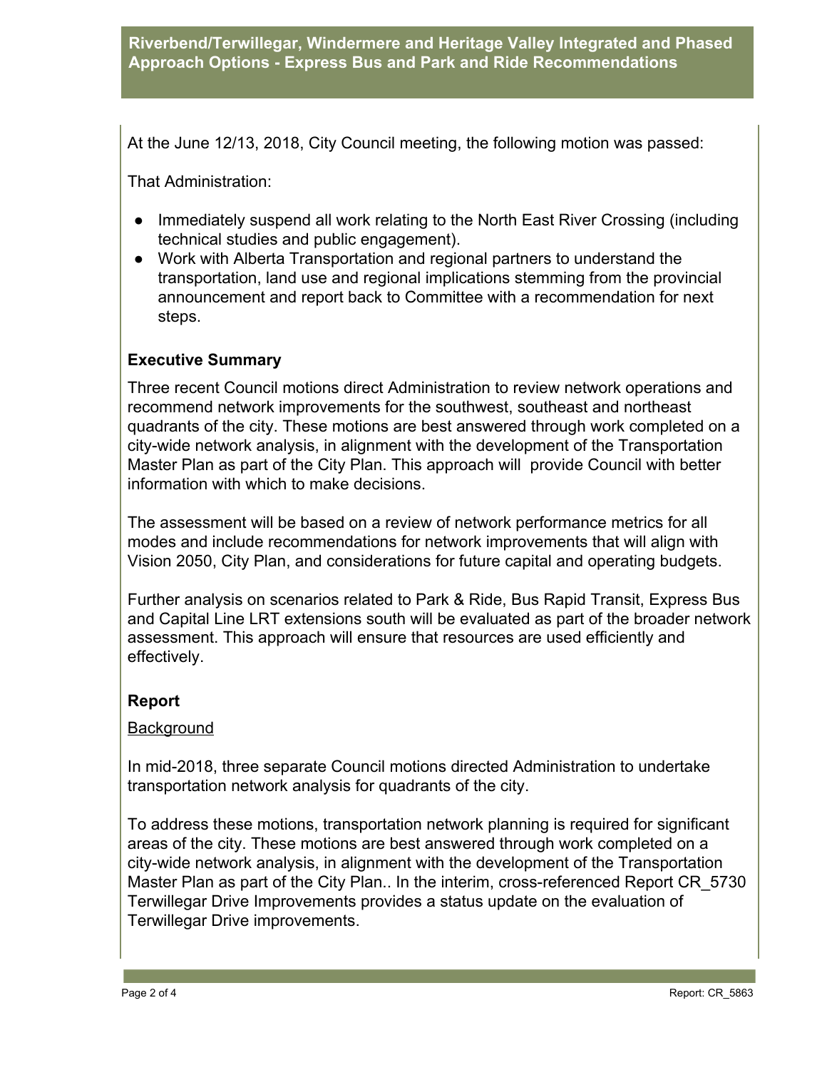At the June 12/13, 2018, City Council meeting, the following motion was passed:

That Administration:

- Immediately suspend all work relating to the North East River Crossing (including technical studies and public engagement).
- Work with Alberta Transportation and regional partners to understand the transportation, land use and regional implications stemming from the provincial announcement and report back to Committee with a recommendation for next steps.

### Executive Summary

Three recent Council motions direct Administration to review network operations and recommend network improvements for the southwest, southeast and northeast quadrants of the city. These motions are best answered through work completed on a city-wide network analysis, in alignment with the development of the Transportation Master Plan as part of the City Plan. This approach will  provide Council with better information with which to make decisions.

The assessment will be based on a review of network performance metrics for all modes and include recommendations for network improvements that will align with Vision 2050, City Plan, and considerations for future capital and operating budgets.

Further analysis on scenarios related to Park & Ride, Bus Rapid Transit, Express Bus and Capital Line LRT extensions south will be evaluated as part of the broader network assessment. This approach will ensure that resources are used efficiently and effectively.

### Report

Background

In mid-2018, three separate Council motions directed Administration to undertake transportation network analysis for quadrants of the city.

To address these motions, transportation network planning is required for significant areas of the city. These motions are best answered through work completed on a city-wide network analysis, in alignment with the development of the Transportation Master Plan as part of the City Plan.. In the interim, cross-referenced Report CR_5730 Terwillegar Drive Improvements provides a status update on the evaluation of Terwillegar Drive improvements.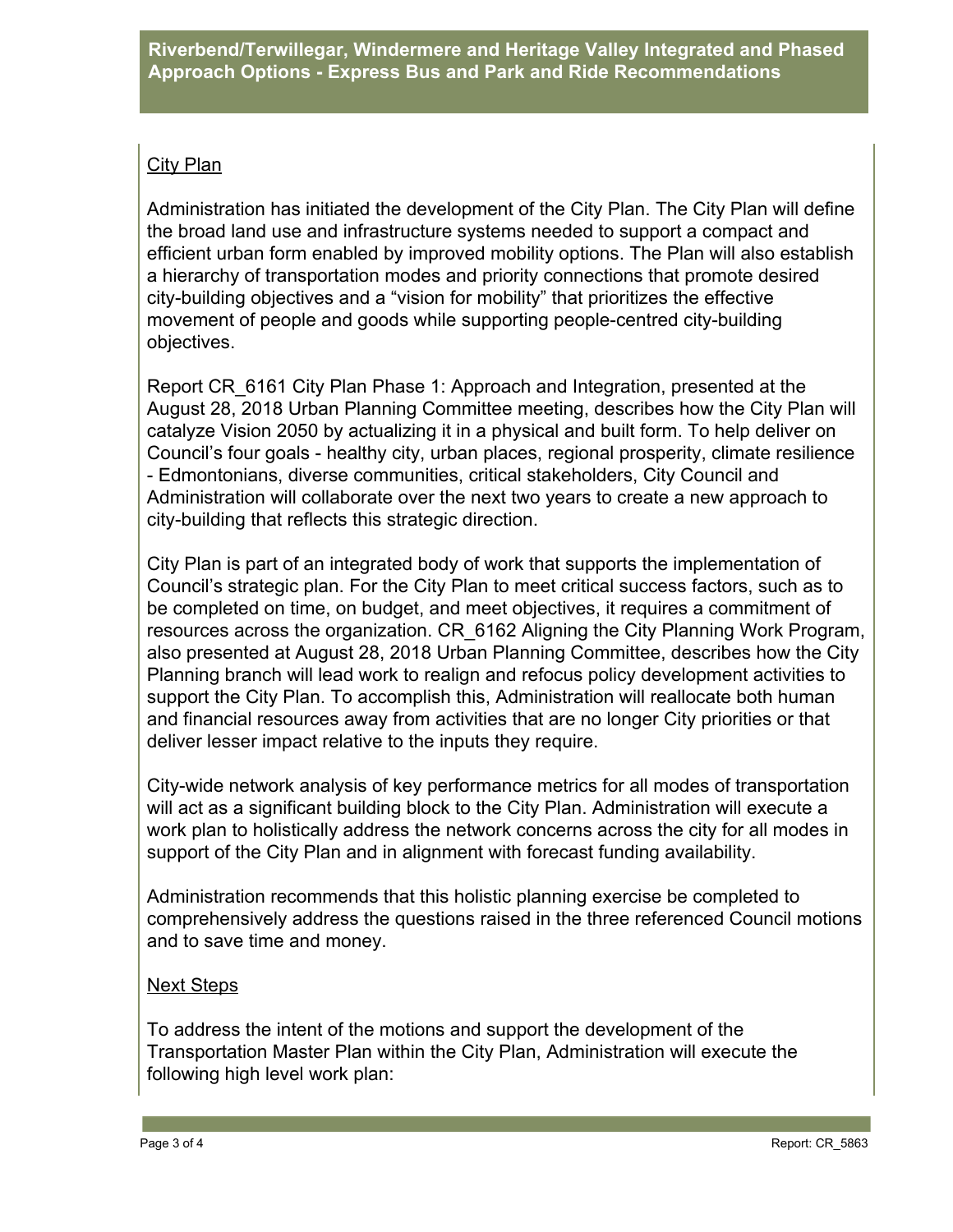## City Plan

Administration has initiated the development of the City Plan. The City Plan will define the broad land use and infrastructure systems needed to support a compact and efficient urban form enabled by improved mobility options. The Plan will also establish a hierarchy of transportation modes and priority connections that promote desired city-building objectives and a "vision for mobility" that prioritizes the effective movement of people and goods while supporting people-centred city-building objectives.

Report CR_6161 City Plan Phase 1: Approach and Integration, presented at the August 28, 2018 Urban Planning Committee meeting, describes how the City Plan will catalyze Vision 2050 by actualizing it in a physical and built form. To help deliver on Council's four goals - healthy city, urban places, regional prosperity, climate resilience - Edmontonians, diverse communities, critical stakeholders, City Council and Administration will collaborate over the next two years to create a new approach to city-building that reflects this strategic direction.

City Plan is part of an integrated body of work that supports the implementation of Council's strategic plan. For the City Plan to meet critical success factors, such as to be completed on time, on budget, and meet objectives, it requires a commitment of resources across the organization. CR_6162 Aligning the City Planning Work Program, also presented at August 28, 2018 Urban Planning Committee, describes how the City Planning branch will lead work to realign and refocus policy development activities to support the City Plan. To accomplish this, Administration will reallocate both human and financial resources away from activities that are no longer City priorities or that deliver lesser impact relative to the inputs they require.

City-wide network analysis of key performance metrics for all modes of transportation will act as a significant building block to the City Plan. Administration will execute a work plan to holistically address the network concerns across the city for all modes in support of the City Plan and in alignment with forecast funding availability.

Administration recommends that this holistic planning exercise be completed to comprehensively address the questions raised in the three referenced Council motions and to save time and money.

## Next Steps

To address the intent of the motions and support the development of the Transportation Master Plan within the City Plan, Administration will execute the following high level work plan: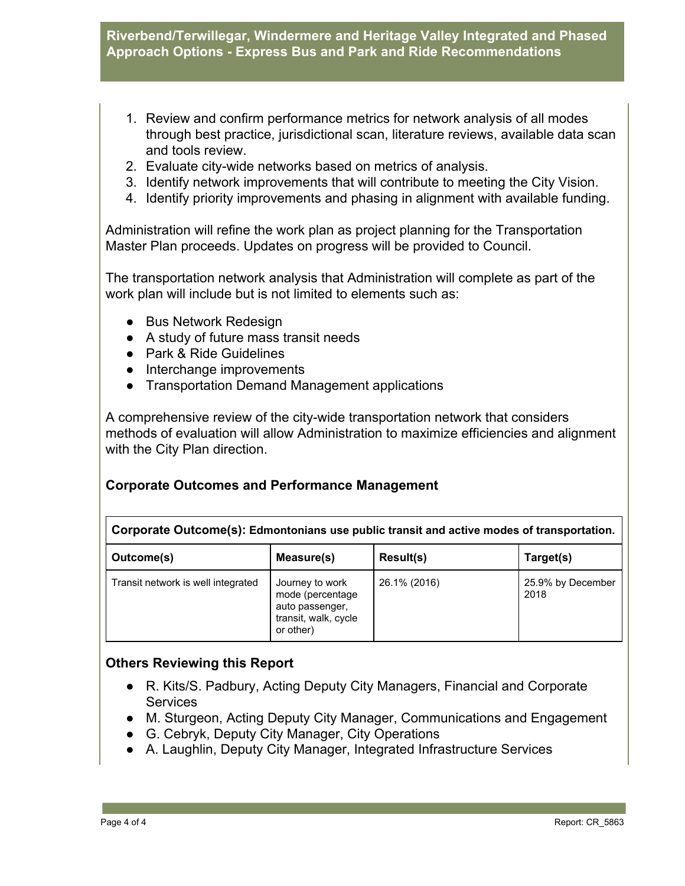1. Review and confirm performance metrics for network analysis of all modes through best practice, jurisdictional scan, literature reviews, available data scan and tools review.
2. Evaluate city-wide networks based on metrics of analysis.
3. Identify network improvements that will contribute to meeting the City Vision.
4. Identify priority improvements and phasing in alignment with available funding.

Administration will refine the work plan as project planning for the Transportation Master Plan proceeds. Updates on progress will be provided to Council.

The transportation network analysis that Administration will complete as part of the work plan will include but is not limited to elements such as:

- Bus Network Redesign
- A study of future mass transit needs
- Park & Ride Guidelines
- Interchange improvements
- Transportation Demand Management applications

A comprehensive review of the city-wide transportation network that considers methods of evaluation will allow Administration to maximize efficiencies and alignment with the City Plan direction.

## Corporate Outcomes and Performance Management

| **Corporate Outcome(s):** Edmontonians use public transit and active modes of transportation. | | | |
|---|---|---|---|
| **Outcome(s)** | **Measure(s)** | **Result(s)** | **Target(s)** |
| Transit network is well integrated | Journey to work mode (percentage auto passenger, transit, walk, cycle or other) | 26.1% (2016) | 25.9% by December 2018 |

## Others Reviewing this Report

- R. Kits/S. Padbury, Acting Deputy City Managers, Financial and Corporate Services
- M. Sturgeon, Acting Deputy City Manager, Communications and Engagement
- G. Cebryk, Deputy City Manager, City Operations
- A. Laughlin, Deputy City Manager, Integrated Infrastructure Services